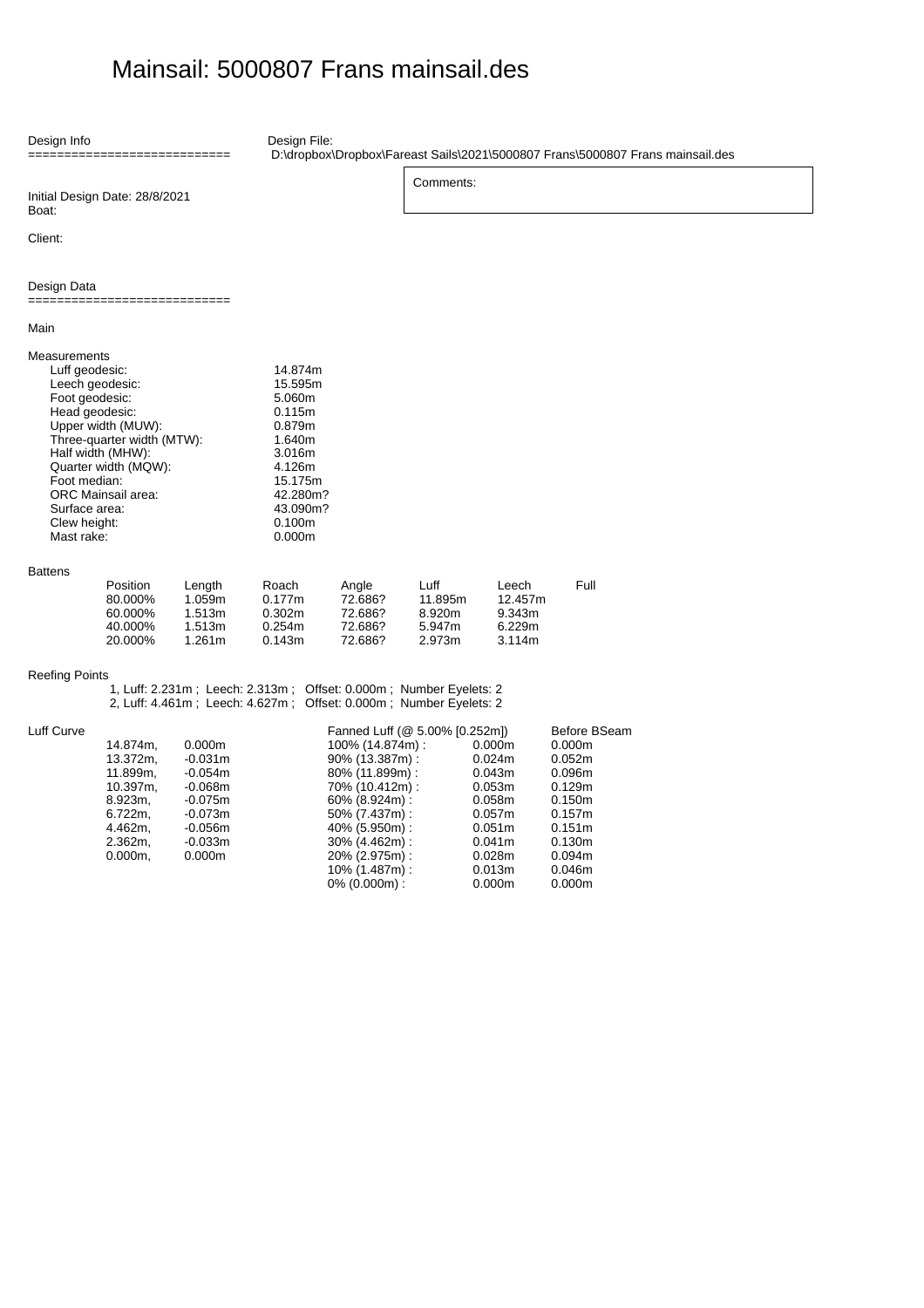# Mainsail: 5000807 Frans mainsail.des

Design Info
============================

Design File:
D:\dropbox\Dropbox\Fareast Sails\2021\5000807 Frans\5000807 Frans mainsail.des

Comments:

Initial Design Date: 28/8/2021
Boat:

Client:

Design Data
============================

Main

Measurements

| | |
|---|---|
| Luff geodesic: | 14.874m |
| Leech geodesic: | 15.595m |
| Foot geodesic: | 5.060m |
| Head geodesic: | 0.115m |
| Upper width (MUW): | 0.879m |
| Three-quarter width (MTW): | 1.640m |
| Half width (MHW): | 3.016m |
| Quarter width (MQW): | 4.126m |
| Foot median: | 15.175m |
| ORC Mainsail area: | 42.280m? |
| Surface area: | 43.090m? |
| Clew height: | 0.100m |
| Mast rake: | 0.000m |

Battens

| Position | Length | Roach | Angle | Luff | Leech | Full |
|---|---|---|---|---|---|---|
| 80.000% | 1.059m | 0.177m | 72.686? | 11.895m | 12.457m | |
| 60.000% | 1.513m | 0.302m | 72.686? | 8.920m | 9.343m | |
| 40.000% | 1.513m | 0.254m | 72.686? | 5.947m | 6.229m | |
| 20.000% | 1.261m | 0.143m | 72.686? | 2.973m | 3.114m | |

Reefing Points

1, Luff: 2.231m ; Leech: 2.313m ; Offset: 0.000m ; Number Eyelets: 2
2, Luff: 4.461m ; Leech: 4.627m ; Offset: 0.000m ; Number Eyelets: 2

Luff Curve

| | |
|---|---|
| 14.874m, | 0.000m |
| 13.372m, | -0.031m |
| 11.899m, | -0.054m |
| 10.397m, | -0.068m |
| 8.923m, | -0.075m |
| 6.722m, | -0.073m |
| 4.462m, | -0.056m |
| 2.362m, | -0.033m |
| 0.000m, | 0.000m |

| Fanned Luff (@ 5.00% [0.252m]) | | Before BSeam |
|---|---|---|
| 100% (14.874m) : | 0.000m | 0.000m |
| 90% (13.387m) : | 0.024m | 0.052m |
| 80% (11.899m) : | 0.043m | 0.096m |
| 70% (10.412m) : | 0.053m | 0.129m |
| 60% (8.924m) : | 0.058m | 0.150m |
| 50% (7.437m) : | 0.057m | 0.157m |
| 40% (5.950m) : | 0.051m | 0.151m |
| 30% (4.462m) : | 0.041m | 0.130m |
| 20% (2.975m) : | 0.028m | 0.094m |
| 10% (1.487m) : | 0.013m | 0.046m |
| 0% (0.000m) : | 0.000m | 0.000m |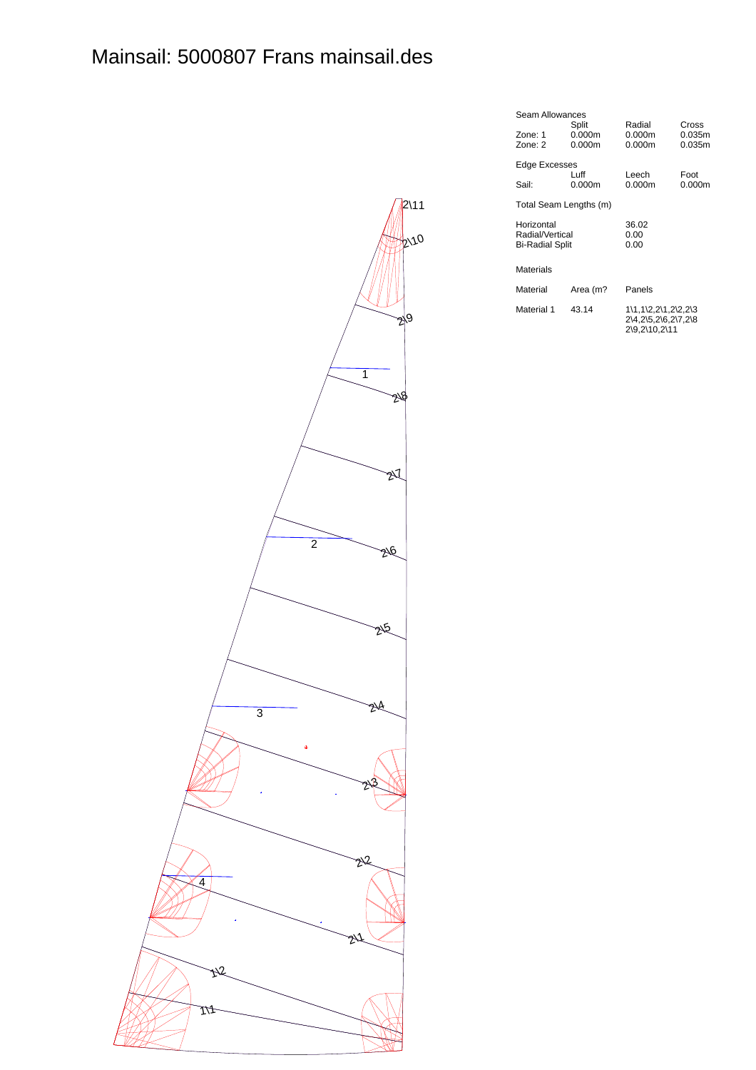# Mainsail: 5000807 Frans mainsail.des

Seam Allowances

| | Split | Radial | Cross |
|---|---|---|---|
| Zone: 1 | 0.000m | 0.000m | 0.035m |
| Zone: 2 | 0.000m | 0.000m | 0.035m |

Edge Excesses

| | Luff | Leech | Foot |
|---|---|---|---|
| Sail: | 0.000m | 0.000m | 0.000m |

Total Seam Lengths (m)

| | |
|---|---|
| Horizontal | 36.02 |
| Radial/Vertical | 0.00 |
| Bi-Radial Split | 0.00 |

Materials

| Material | Area (m? | Panels |
|---|---|---|
| Material 1 | 43.14 | 1\1,1\2,2\1,2\2,2\3 2\4,2\5,2\6,2\7,2\8 2\9,2\10,2\11 |

2\11
2\10
2\9
1
2\8
2\7
2\6
2
2\5
2\4
3
2\3
2\2
4
2\1
1\2
1\1